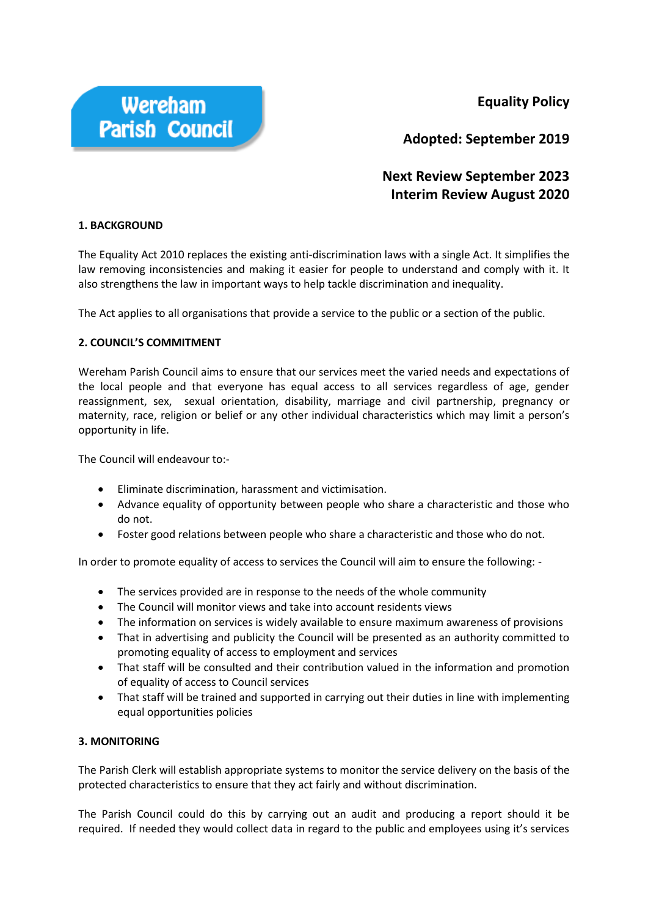Wereham Parish Council

**Equality Policy**

**Adopted: September 2019**

**Next Review September 2023**
**Interim Review August 2020**

## 1. BACKGROUND

The Equality Act 2010 replaces the existing anti-discrimination laws with a single Act. It simplifies the law removing inconsistencies and making it easier for people to understand and comply with it. It also strengthens the law in important ways to help tackle discrimination and inequality.

The Act applies to all organisations that provide a service to the public or a section of the public.

## 2. COUNCIL'S COMMITMENT

Wereham Parish Council aims to ensure that our services meet the varied needs and expectations of the local people and that everyone has equal access to all services regardless of age, gender reassignment, sex, sexual orientation, disability, marriage and civil partnership, pregnancy or maternity, race, religion or belief or any other individual characteristics which may limit a person's opportunity in life.

The Council will endeavour to:-

- Eliminate discrimination, harassment and victimisation.
- Advance equality of opportunity between people who share a characteristic and those who do not.
- Foster good relations between people who share a characteristic and those who do not.

In order to promote equality of access to services the Council will aim to ensure the following: -

- The services provided are in response to the needs of the whole community
- The Council will monitor views and take into account residents views
- The information on services is widely available to ensure maximum awareness of provisions
- That in advertising and publicity the Council will be presented as an authority committed to promoting equality of access to employment and services
- That staff will be consulted and their contribution valued in the information and promotion of equality of access to Council services
- That staff will be trained and supported in carrying out their duties in line with implementing equal opportunities policies

## 3. MONITORING

The Parish Clerk will establish appropriate systems to monitor the service delivery on the basis of the protected characteristics to ensure that they act fairly and without discrimination.

The Parish Council could do this by carrying out an audit and producing a report should it be required. If needed they would collect data in regard to the public and employees using it's services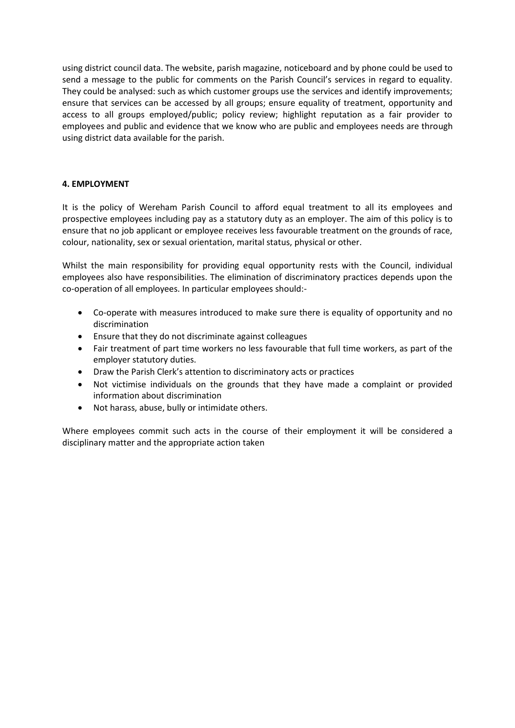using district council data. The website, parish magazine, noticeboard and by phone could be used to send a message to the public for comments on the Parish Council's services in regard to equality. They could be analysed: such as which customer groups use the services and identify improvements; ensure that services can be accessed by all groups; ensure equality of treatment, opportunity and access to all groups employed/public; policy review; highlight reputation as a fair provider to employees and public and evidence that we know who are public and employees needs are through using district data available for the parish.

**4. EMPLOYMENT**

It is the policy of Wereham Parish Council to afford equal treatment to all its employees and prospective employees including pay as a statutory duty as an employer. The aim of this policy is to ensure that no job applicant or employee receives less favourable treatment on the grounds of race, colour, nationality, sex or sexual orientation, marital status, physical or other.

Whilst the main responsibility for providing equal opportunity rests with the Council, individual employees also have responsibilities. The elimination of discriminatory practices depends upon the co-operation of all employees. In particular employees should:-

- Co-operate with measures introduced to make sure there is equality of opportunity and no discrimination
- Ensure that they do not discriminate against colleagues
- Fair treatment of part time workers no less favourable that full time workers, as part of the employer statutory duties.
- Draw the Parish Clerk's attention to discriminatory acts or practices
- Not victimise individuals on the grounds that they have made a complaint or provided information about discrimination
- Not harass, abuse, bully or intimidate others.

Where employees commit such acts in the course of their employment it will be considered a disciplinary matter and the appropriate action taken